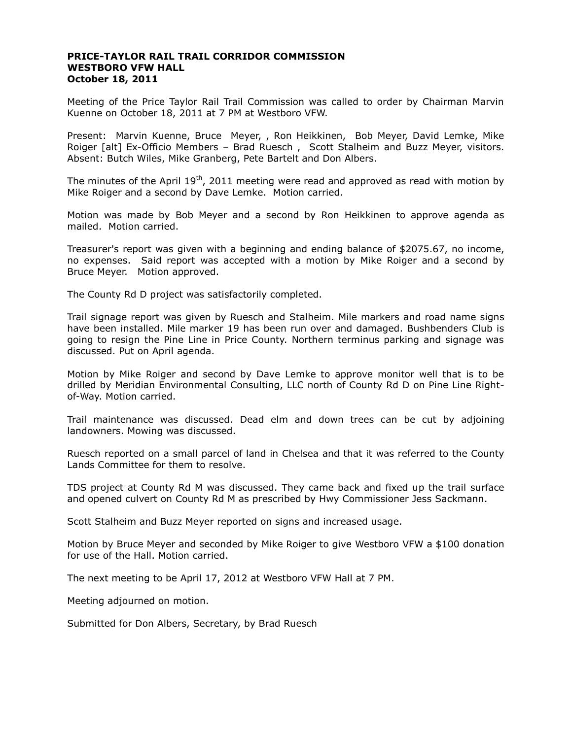**PRICE-TAYLOR RAIL TRAIL CORRIDOR COMMISSION**
**WESTBORO VFW HALL**
**October 18, 2011**

Meeting of the Price Taylor Rail Trail Commission was called to order by Chairman Marvin Kuenne on October 18, 2011 at 7 PM at Westboro VFW.

Present: Marvin Kuenne, Bruce Meyer, , Ron Heikkinen, Bob Meyer, David Lemke, Mike Roiger [alt] Ex-Officio Members – Brad Ruesch , Scott Stalheim and Buzz Meyer, visitors. Absent: Butch Wiles, Mike Granberg, Pete Bartelt and Don Albers.

The minutes of the April 19th, 2011 meeting were read and approved as read with motion by Mike Roiger and a second by Dave Lemke. Motion carried.

Motion was made by Bob Meyer and a second by Ron Heikkinen to approve agenda as mailed. Motion carried.

Treasurer's report was given with a beginning and ending balance of $2075.67, no income, no expenses. Said report was accepted with a motion by Mike Roiger and a second by Bruce Meyer. Motion approved.

The County Rd D project was satisfactorily completed.

Trail signage report was given by Ruesch and Stalheim. Mile markers and road name signs have been installed. Mile marker 19 has been run over and damaged. Bushbenders Club is going to resign the Pine Line in Price County. Northern terminus parking and signage was discussed. Put on April agenda.

Motion by Mike Roiger and second by Dave Lemke to approve monitor well that is to be drilled by Meridian Environmental Consulting, LLC north of County Rd D on Pine Line Right-of-Way. Motion carried.

Trail maintenance was discussed. Dead elm and down trees can be cut by adjoining landowners. Mowing was discussed.

Ruesch reported on a small parcel of land in Chelsea and that it was referred to the County Lands Committee for them to resolve.

TDS project at County Rd M was discussed. They came back and fixed up the trail surface and opened culvert on County Rd M as prescribed by Hwy Commissioner Jess Sackmann.

Scott Stalheim and Buzz Meyer reported on signs and increased usage.

Motion by Bruce Meyer and seconded by Mike Roiger to give Westboro VFW a $100 donation for use of the Hall. Motion carried.

The next meeting to be April 17, 2012 at Westboro VFW Hall at 7 PM.

Meeting adjourned on motion.

Submitted for Don Albers, Secretary, by Brad Ruesch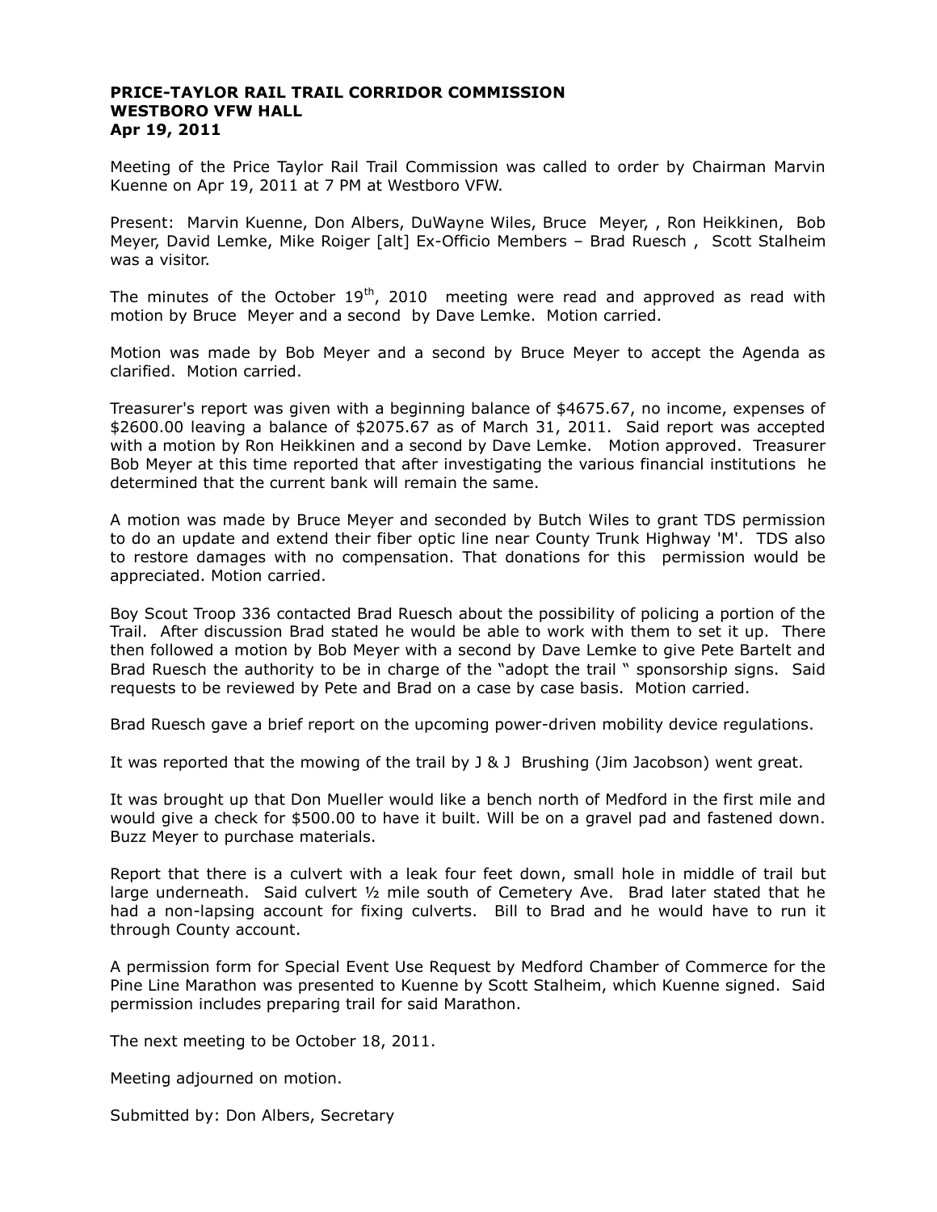**PRICE-TAYLOR RAIL TRAIL CORRIDOR COMMISSION**
**WESTBORO VFW HALL**
**Apr 19, 2011**

Meeting of the Price Taylor Rail Trail Commission was called to order by Chairman Marvin Kuenne on Apr 19, 2011 at 7 PM at Westboro VFW.

Present: Marvin Kuenne, Don Albers, DuWayne Wiles, Bruce Meyer, , Ron Heikkinen, Bob Meyer, David Lemke, Mike Roiger [alt] Ex-Officio Members – Brad Ruesch , Scott Stalheim was a visitor.

The minutes of the October 19th, 2010 meeting were read and approved as read with motion by Bruce Meyer and a second by Dave Lemke. Motion carried.

Motion was made by Bob Meyer and a second by Bruce Meyer to accept the Agenda as clarified. Motion carried.

Treasurer's report was given with a beginning balance of $4675.67, no income, expenses of $2600.00 leaving a balance of $2075.67 as of March 31, 2011. Said report was accepted with a motion by Ron Heikkinen and a second by Dave Lemke. Motion approved. Treasurer Bob Meyer at this time reported that after investigating the various financial institutions he determined that the current bank will remain the same.

A motion was made by Bruce Meyer and seconded by Butch Wiles to grant TDS permission to do an update and extend their fiber optic line near County Trunk Highway 'M'. TDS also to restore damages with no compensation. That donations for this permission would be appreciated. Motion carried.

Boy Scout Troop 336 contacted Brad Ruesch about the possibility of policing a portion of the Trail. After discussion Brad stated he would be able to work with them to set it up. There then followed a motion by Bob Meyer with a second by Dave Lemke to give Pete Bartelt and Brad Ruesch the authority to be in charge of the "adopt the trail " sponsorship signs. Said requests to be reviewed by Pete and Brad on a case by case basis. Motion carried.

Brad Ruesch gave a brief report on the upcoming power-driven mobility device regulations.

It was reported that the mowing of the trail by J & J Brushing (Jim Jacobson) went great.

It was brought up that Don Mueller would like a bench north of Medford in the first mile and would give a check for $500.00 to have it built. Will be on a gravel pad and fastened down. Buzz Meyer to purchase materials.

Report that there is a culvert with a leak four feet down, small hole in middle of trail but large underneath. Said culvert ½ mile south of Cemetery Ave. Brad later stated that he had a non-lapsing account for fixing culverts. Bill to Brad and he would have to run it through County account.

A permission form for Special Event Use Request by Medford Chamber of Commerce for the Pine Line Marathon was presented to Kuenne by Scott Stalheim, which Kuenne signed. Said permission includes preparing trail for said Marathon.

The next meeting to be October 18, 2011.

Meeting adjourned on motion.

Submitted by: Don Albers, Secretary